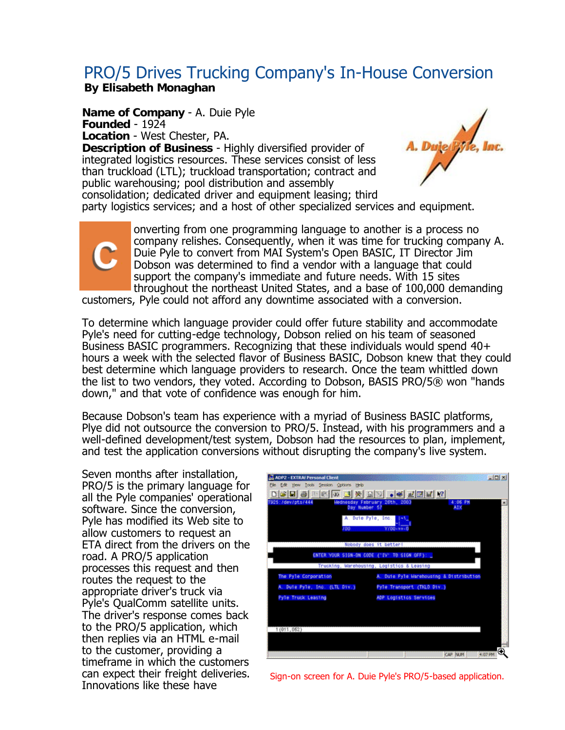# PRO/5 Drives Trucking Company's In-House Conversion

**By Elisabeth Monaghan**

**Name of Company** - A. Duie Pyle
**Founded** - 1924
**Location** - West Chester, PA.
**Description of Business** - Highly diversified provider of integrated logistics resources. These services consist of less than truckload (LTL); truckload transportation; contract and public warehousing; pool distribution and assembly consolidation; dedicated driver and equipment leasing; third party logistics services; and a host of other specialized services and equipment.

Converting from one programming language to another is a process no company relishes. Consequently, when it was time for trucking company A. Duie Pyle to convert from MAI System's Open BASIC, IT Director Jim Dobson was determined to find a vendor with a language that could support the company's immediate and future needs. With 15 sites throughout the northeast United States, and a base of 100,000 demanding customers, Pyle could not afford any downtime associated with a conversion.

To determine which language provider could offer future stability and accommodate Pyle's need for cutting-edge technology, Dobson relied on his team of seasoned Business BASIC programmers. Recognizing that these individuals would spend 40+ hours a week with the selected flavor of Business BASIC, Dobson knew that they could best determine which language providers to research. Once the team whittled down the list to two vendors, they voted. According to Dobson, BASIS PRO/5® won "hands down," and that vote of confidence was enough for him.

Because Dobson's team has experience with a myriad of Business BASIC platforms, Plye did not outsource the conversion to PRO/5. Instead, with his programmers and a well-defined development/test system, Dobson had the resources to plan, implement, and test the application conversions without disrupting the company's live system.

Seven months after installation, PRO/5 is the primary language for all the Pyle companies' operational software. Since the conversion, Pyle has modified its Web site to allow customers to request an ETA direct from the drivers on the road. A PRO/5 application processes this request and then routes the request to the appropriate driver's truck via Pyle's QualComm satellite units. The driver's response comes back to the PRO/5 application, which then replies via an HTML e-mail to the customer, providing a timeframe in which the customers can expect their freight deliveries. Innovations like these have

Sign-on screen for A. Duie Pyle's PRO/5-based application.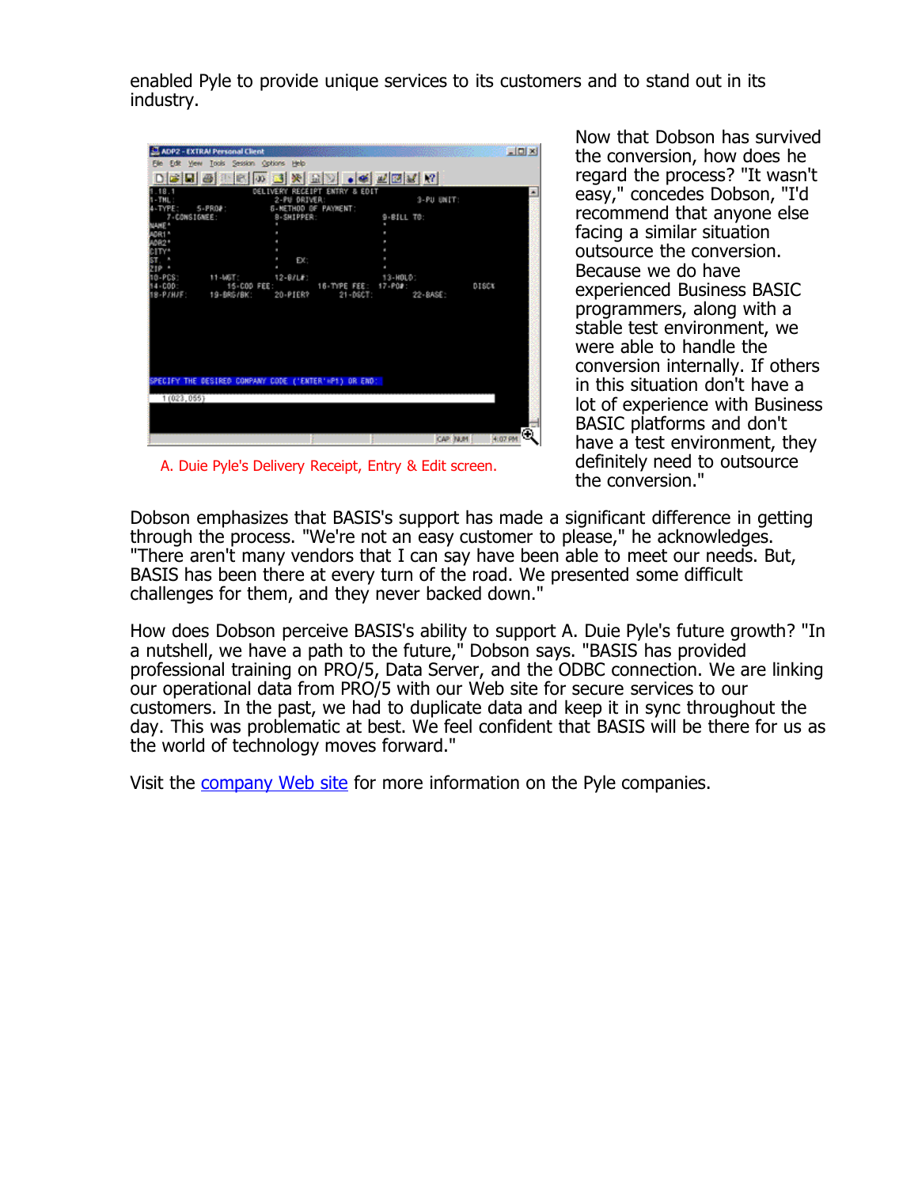enabled Pyle to provide unique services to its customers and to stand out in its industry.

A. Duie Pyle's Delivery Receipt, Entry & Edit screen.

Now that Dobson has survived the conversion, how does he regard the process? "It wasn't easy," concedes Dobson, "I'd recommend that anyone else facing a similar situation outsource the conversion. Because we do have experienced Business BASIC programmers, along with a stable test environment, we were able to handle the conversion internally. If others in this situation don't have a lot of experience with Business BASIC platforms and don't have a test environment, they definitely need to outsource the conversion."

Dobson emphasizes that BASIS's support has made a significant difference in getting through the process. "We're not an easy customer to please," he acknowledges. "There aren't many vendors that I can say have been able to meet our needs. But, BASIS has been there at every turn of the road. We presented some difficult challenges for them, and they never backed down."

How does Dobson perceive BASIS's ability to support A. Duie Pyle's future growth? "In a nutshell, we have a path to the future," Dobson says. "BASIS has provided professional training on PRO/5, Data Server, and the ODBC connection. We are linking our operational data from PRO/5 with our Web site for secure services to our customers. In the past, we had to duplicate data and keep it in sync throughout the day. This was problematic at best. We feel confident that BASIS will be there for us as the world of technology moves forward."

Visit the company Web site for more information on the Pyle companies.